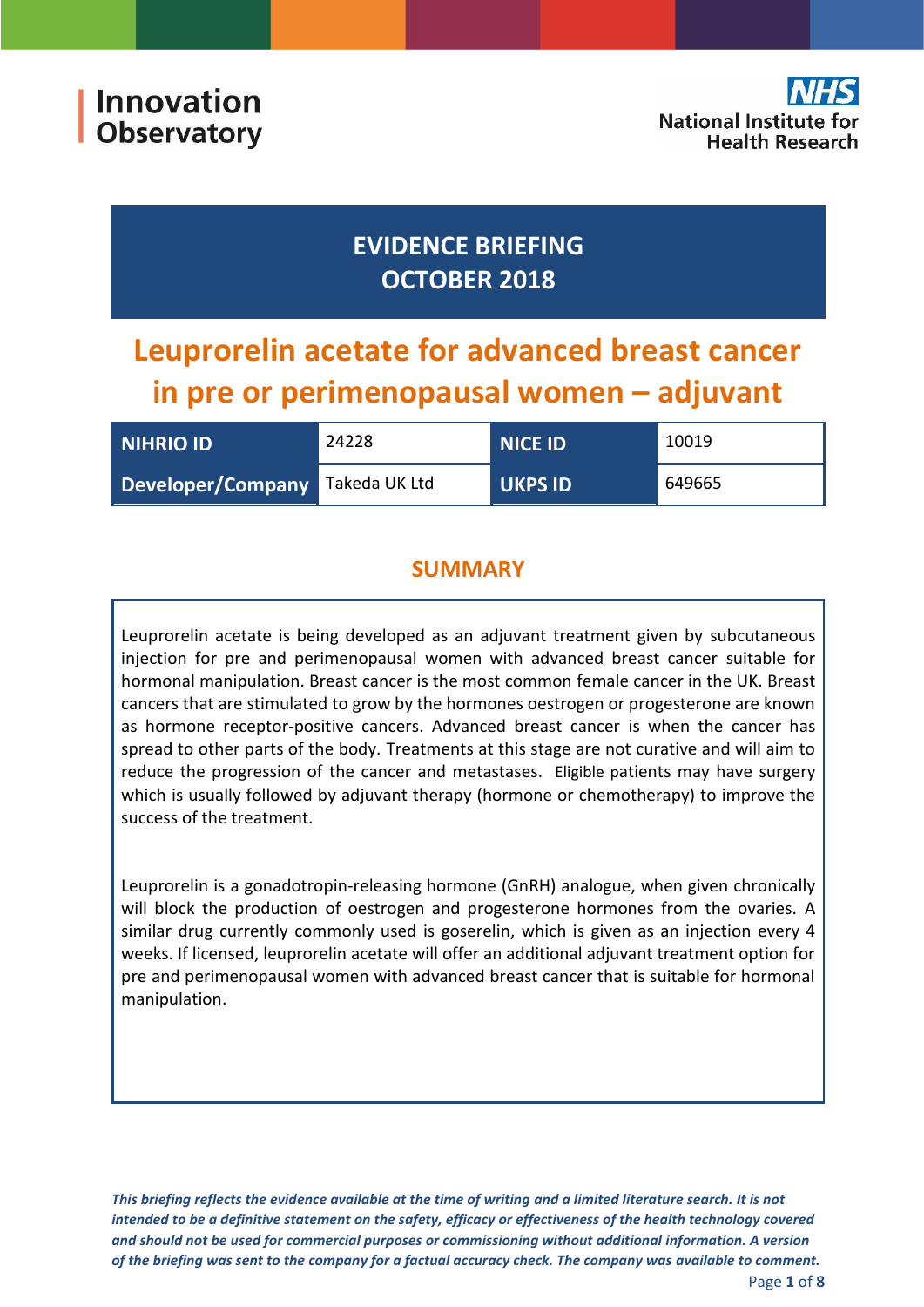Innovation Observatory

NHS National Institute for Health Research

# EVIDENCE BRIEFING
# OCTOBER 2018

# Leuprorelin acetate for advanced breast cancer in pre or perimenopausal women – adjuvant

| NIHRIO ID | 24228 | NICE ID | 10019 |
|---|---|---|---|
| Developer/Company | Takeda UK Ltd | UKPS ID | 649665 |

## SUMMARY

Leuprorelin acetate is being developed as an adjuvant treatment given by subcutaneous injection for pre and perimenopausal women with advanced breast cancer suitable for hormonal manipulation. Breast cancer is the most common female cancer in the UK. Breast cancers that are stimulated to grow by the hormones oestrogen or progesterone are known as hormone receptor-positive cancers. Advanced breast cancer is when the cancer has spread to other parts of the body. Treatments at this stage are not curative and will aim to reduce the progression of the cancer and metastases. Eligible patients may have surgery which is usually followed by adjuvant therapy (hormone or chemotherapy) to improve the success of the treatment.

Leuprorelin is a gonadotropin-releasing hormone (GnRH) analogue, when given chronically will block the production of oestrogen and progesterone hormones from the ovaries. A similar drug currently commonly used is goserelin, which is given as an injection every 4 weeks. If licensed, leuprorelin acetate will offer an additional adjuvant treatment option for pre and perimenopausal women with advanced breast cancer that is suitable for hormonal manipulation.

***This briefing reflects the evidence available at the time of writing and a limited literature search. It is not intended to be a definitive statement on the safety, efficacy or effectiveness of the health technology covered and should not be used for commercial purposes or commissioning without additional information. A version of the briefing was sent to the company for a factual accuracy check. The company was available to comment.***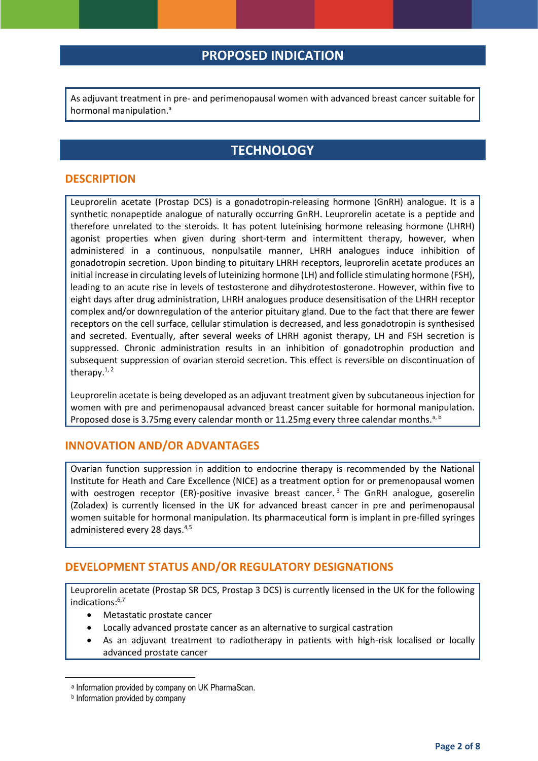## PROPOSED INDICATION

As adjuvant treatment in pre- and perimenopausal women with advanced breast cancer suitable for hormonal manipulation.[a]

## TECHNOLOGY

### DESCRIPTION

Leuprorelin acetate (Prostap DCS) is a gonadotropin-releasing hormone (GnRH) analogue. It is a synthetic nonapeptide analogue of naturally occurring GnRH. Leuprorelin acetate is a peptide and therefore unrelated to the steroids. It has potent luteinising hormone releasing hormone (LHRH) agonist properties when given during short-term and intermittent therapy, however, when administered in a continuous, nonpulsatile manner, LHRH analogues induce inhibition of gonadotropin secretion. Upon binding to pituitary LHRH receptors, leuprorelin acetate produces an initial increase in circulating levels of luteinizing hormone (LH) and follicle stimulating hormone (FSH), leading to an acute rise in levels of testosterone and dihydrotestosterone. However, within five to eight days after drug administration, LHRH analogues produce desensitisation of the LHRH receptor complex and/or downregulation of the anterior pituitary gland. Due to the fact that there are fewer receptors on the cell surface, cellular stimulation is decreased, and less gonadotropin is synthesised and secreted. Eventually, after several weeks of LHRH agonist therapy, LH and FSH secretion is suppressed. Chronic administration results in an inhibition of gonadotrophin production and subsequent suppression of ovarian steroid secretion. This effect is reversible on discontinuation of therapy.[1, 2]

Leuprorelin acetate is being developed as an adjuvant treatment given by subcutaneous injection for women with pre and perimenopausal advanced breast cancer suitable for hormonal manipulation. Proposed dose is 3.75mg every calendar month or 11.25mg every three calendar months.[a, b]

### INNOVATION AND/OR ADVANTAGES

Ovarian function suppression in addition to endocrine therapy is recommended by the National Institute for Heath and Care Excellence (NICE) as a treatment option for or premenopausal women with oestrogen receptor (ER)-positive invasive breast cancer.[3] The GnRH analogue, goserelin (Zoladex) is currently licensed in the UK for advanced breast cancer in pre and perimenopausal women suitable for hormonal manipulation. Its pharmaceutical form is implant in pre-filled syringes administered every 28 days.[4,5]

### DEVELOPMENT STATUS AND/OR REGULATORY DESIGNATIONS

Leuprorelin acetate (Prostap SR DCS, Prostap 3 DCS) is currently licensed in the UK for the following indications:[6,7]

- Metastatic prostate cancer
- Locally advanced prostate cancer as an alternative to surgical castration
- As an adjuvant treatment to radiotherapy in patients with high-risk localised or locally advanced prostate cancer

---

[a] Information provided by company on UK PharmaScan.

[b] Information provided by company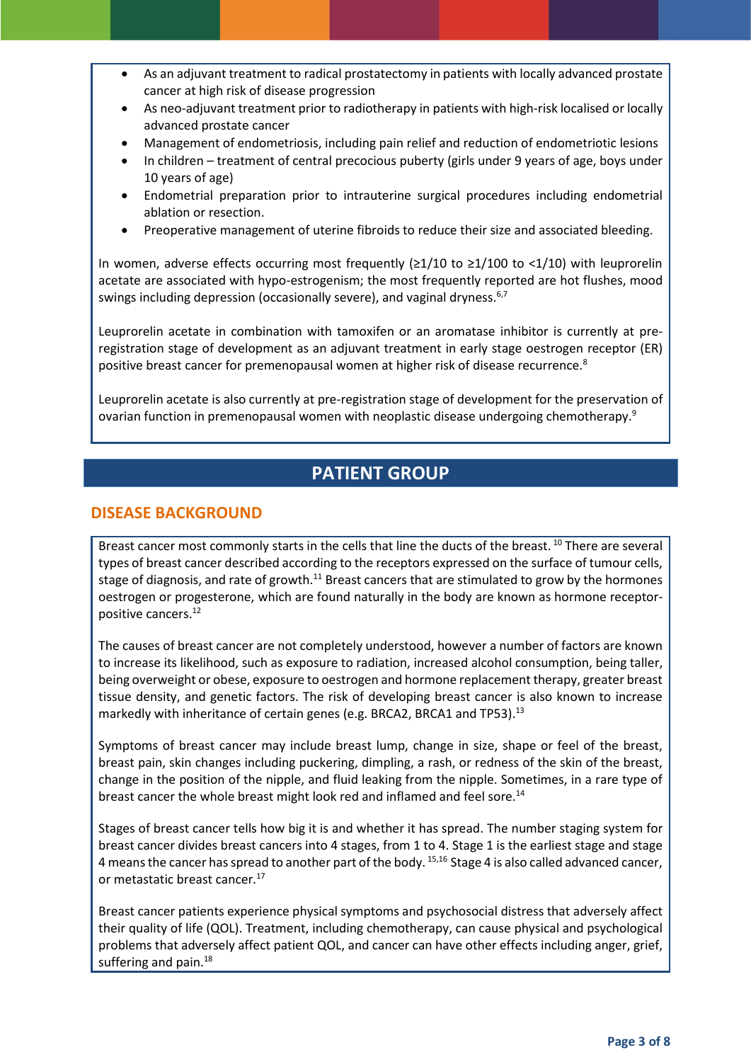- As an adjuvant treatment to radical prostatectomy in patients with locally advanced prostate cancer at high risk of disease progression
- As neo-adjuvant treatment prior to radiotherapy in patients with high-risk localised or locally advanced prostate cancer
- Management of endometriosis, including pain relief and reduction of endometriotic lesions
- In children – treatment of central precocious puberty (girls under 9 years of age, boys under 10 years of age)
- Endometrial preparation prior to intrauterine surgical procedures including endometrial ablation or resection.
- Preoperative management of uterine fibroids to reduce their size and associated bleeding.

In women, adverse effects occurring most frequently (≥1/10 to ≥1/100 to <1/10) with leuprorelin acetate are associated with hypo-estrogenism; the most frequently reported are hot flushes, mood swings including depression (occasionally severe), and vaginal dryness.[6,7]

Leuprorelin acetate in combination with tamoxifen or an aromatase inhibitor is currently at pre-registration stage of development as an adjuvant treatment in early stage oestrogen receptor (ER) positive breast cancer for premenopausal women at higher risk of disease recurrence.[8]

Leuprorelin acetate is also currently at pre-registration stage of development for the preservation of ovarian function in premenopausal women with neoplastic disease undergoing chemotherapy.[9]

# PATIENT GROUP

## DISEASE BACKGROUND

Breast cancer most commonly starts in the cells that line the ducts of the breast. [10] There are several types of breast cancer described according to the receptors expressed on the surface of tumour cells, stage of diagnosis, and rate of growth.[11] Breast cancers that are stimulated to grow by the hormones oestrogen or progesterone, which are found naturally in the body are known as hormone receptor-positive cancers.[12]

The causes of breast cancer are not completely understood, however a number of factors are known to increase its likelihood, such as exposure to radiation, increased alcohol consumption, being taller, being overweight or obese, exposure to oestrogen and hormone replacement therapy, greater breast tissue density, and genetic factors. The risk of developing breast cancer is also known to increase markedly with inheritance of certain genes (e.g. BRCA2, BRCA1 and TP53).[13]

Symptoms of breast cancer may include breast lump, change in size, shape or feel of the breast, breast pain, skin changes including puckering, dimpling, a rash, or redness of the skin of the breast, change in the position of the nipple, and fluid leaking from the nipple. Sometimes, in a rare type of breast cancer the whole breast might look red and inflamed and feel sore.[14]

Stages of breast cancer tells how big it is and whether it has spread. The number staging system for breast cancer divides breast cancers into 4 stages, from 1 to 4. Stage 1 is the earliest stage and stage 4 means the cancer has spread to another part of the body. [15,16] Stage 4 is also called advanced cancer, or metastatic breast cancer.[17]

Breast cancer patients experience physical symptoms and psychosocial distress that adversely affect their quality of life (QOL). Treatment, including chemotherapy, can cause physical and psychological problems that adversely affect patient QOL, and cancer can have other effects including anger, grief, suffering and pain.[18]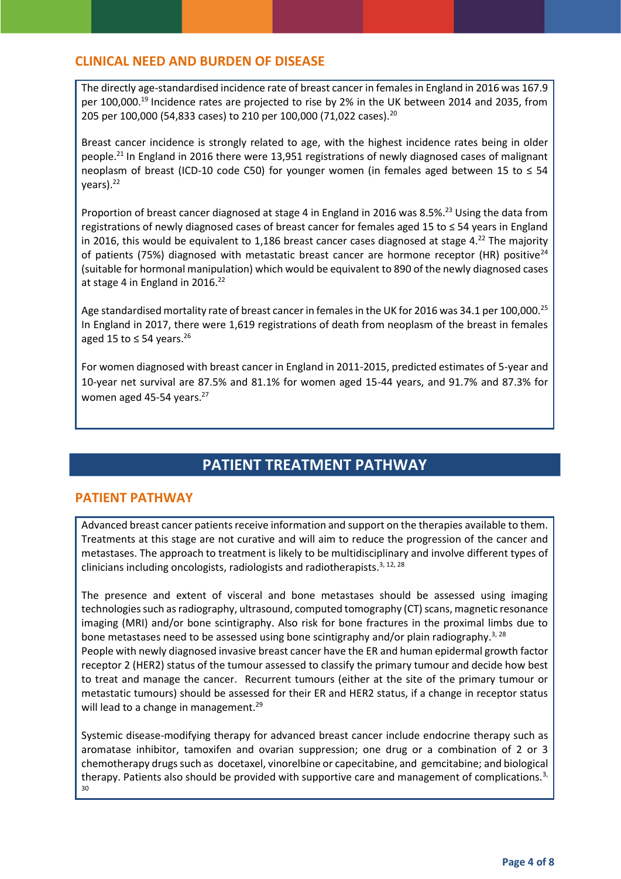## CLINICAL NEED AND BURDEN OF DISEASE

The directly age-standardised incidence rate of breast cancer in females in England in 2016 was 167.9 per 100,000.[19] Incidence rates are projected to rise by 2% in the UK between 2014 and 2035, from 205 per 100,000 (54,833 cases) to 210 per 100,000 (71,022 cases).[20]

Breast cancer incidence is strongly related to age, with the highest incidence rates being in older people.[21] In England in 2016 there were 13,951 registrations of newly diagnosed cases of malignant neoplasm of breast (ICD-10 code C50) for younger women (in females aged between 15 to ≤ 54 years).[22]

Proportion of breast cancer diagnosed at stage 4 in England in 2016 was 8.5%.[23] Using the data from registrations of newly diagnosed cases of breast cancer for females aged 15 to ≤ 54 years in England in 2016, this would be equivalent to 1,186 breast cancer cases diagnosed at stage 4.[22] The majority of patients (75%) diagnosed with metastatic breast cancer are hormone receptor (HR) positive[24] (suitable for hormonal manipulation) which would be equivalent to 890 of the newly diagnosed cases at stage 4 in England in 2016.[22]

Age standardised mortality rate of breast cancer in females in the UK for 2016 was 34.1 per 100,000.[25] In England in 2017, there were 1,619 registrations of death from neoplasm of the breast in females aged 15 to ≤ 54 years.[26]

For women diagnosed with breast cancer in England in 2011-2015, predicted estimates of 5-year and 10-year net survival are 87.5% and 81.1% for women aged 15-44 years, and 91.7% and 87.3% for women aged 45-54 years.[27]

# PATIENT TREATMENT PATHWAY

## PATIENT PATHWAY

Advanced breast cancer patients receive information and support on the therapies available to them. Treatments at this stage are not curative and will aim to reduce the progression of the cancer and metastases. The approach to treatment is likely to be multidisciplinary and involve different types of clinicians including oncologists, radiologists and radiotherapists.[3, 12, 28]

The presence and extent of visceral and bone metastases should be assessed using imaging technologies such as radiography, ultrasound, computed tomography (CT) scans, magnetic resonance imaging (MRI) and/or bone scintigraphy. Also risk for bone fractures in the proximal limbs due to bone metastases need to be assessed using bone scintigraphy and/or plain radiography.[3, 28]

People with newly diagnosed invasive breast cancer have the ER and human epidermal growth factor receptor 2 (HER2) status of the tumour assessed to classify the primary tumour and decide how best to treat and manage the cancer. Recurrent tumours (either at the site of the primary tumour or metastatic tumours) should be assessed for their ER and HER2 status, if a change in receptor status will lead to a change in management.[29]

Systemic disease-modifying therapy for advanced breast cancer include endocrine therapy such as aromatase inhibitor, tamoxifen and ovarian suppression; one drug or a combination of 2 or 3 chemotherapy drugs such as docetaxel, vinorelbine or capecitabine, and gemcitabine; and biological therapy. Patients also should be provided with supportive care and management of complications.[3, 30]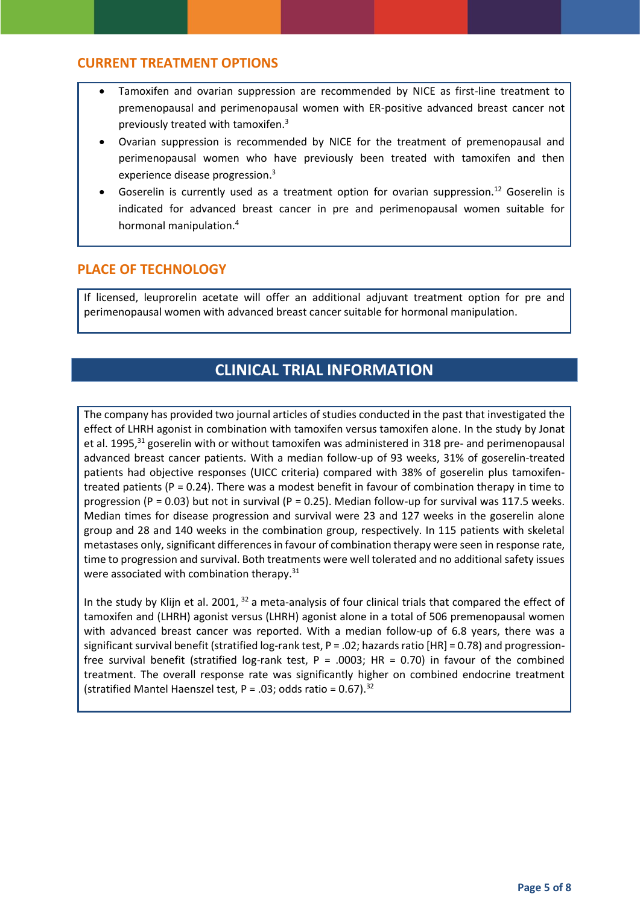## CURRENT TREATMENT OPTIONS

- Tamoxifen and ovarian suppression are recommended by NICE as first-line treatment to premenopausal and perimenopausal women with ER-positive advanced breast cancer not previously treated with tamoxifen.[3]
- Ovarian suppression is recommended by NICE for the treatment of premenopausal and perimenopausal women who have previously been treated with tamoxifen and then experience disease progression.[3]
- Goserelin is currently used as a treatment option for ovarian suppression.[12] Goserelin is indicated for advanced breast cancer in pre and perimenopausal women suitable for hormonal manipulation.[4]

## PLACE OF TECHNOLOGY

If licensed, leuprorelin acetate will offer an additional adjuvant treatment option for pre and perimenopausal women with advanced breast cancer suitable for hormonal manipulation.

# CLINICAL TRIAL INFORMATION

The company has provided two journal articles of studies conducted in the past that investigated the effect of LHRH agonist in combination with tamoxifen versus tamoxifen alone. In the study by Jonat et al. 1995,[31] goserelin with or without tamoxifen was administered in 318 pre- and perimenopausal advanced breast cancer patients. With a median follow-up of 93 weeks, 31% of goserelin-treated patients had objective responses (UICC criteria) compared with 38% of goserelin plus tamoxifen-treated patients (P = 0.24). There was a modest benefit in favour of combination therapy in time to progression (P = 0.03) but not in survival (P = 0.25). Median follow-up for survival was 117.5 weeks. Median times for disease progression and survival were 23 and 127 weeks in the goserelin alone group and 28 and 140 weeks in the combination group, respectively. In 115 patients with skeletal metastases only, significant differences in favour of combination therapy were seen in response rate, time to progression and survival. Both treatments were well tolerated and no additional safety issues were associated with combination therapy.[31]

In the study by Klijn et al. 2001, [32] a meta-analysis of four clinical trials that compared the effect of tamoxifen and (LHRH) agonist versus (LHRH) agonist alone in a total of 506 premenopausal women with advanced breast cancer was reported. With a median follow-up of 6.8 years, there was a significant survival benefit (stratified log-rank test, P = .02; hazards ratio [HR] = 0.78) and progression-free survival benefit (stratified log-rank test, P = .0003; HR = 0.70) in favour of the combined treatment. The overall response rate was significantly higher on combined endocrine treatment (stratified Mantel Haenszel test, P = .03; odds ratio = 0.67).[32]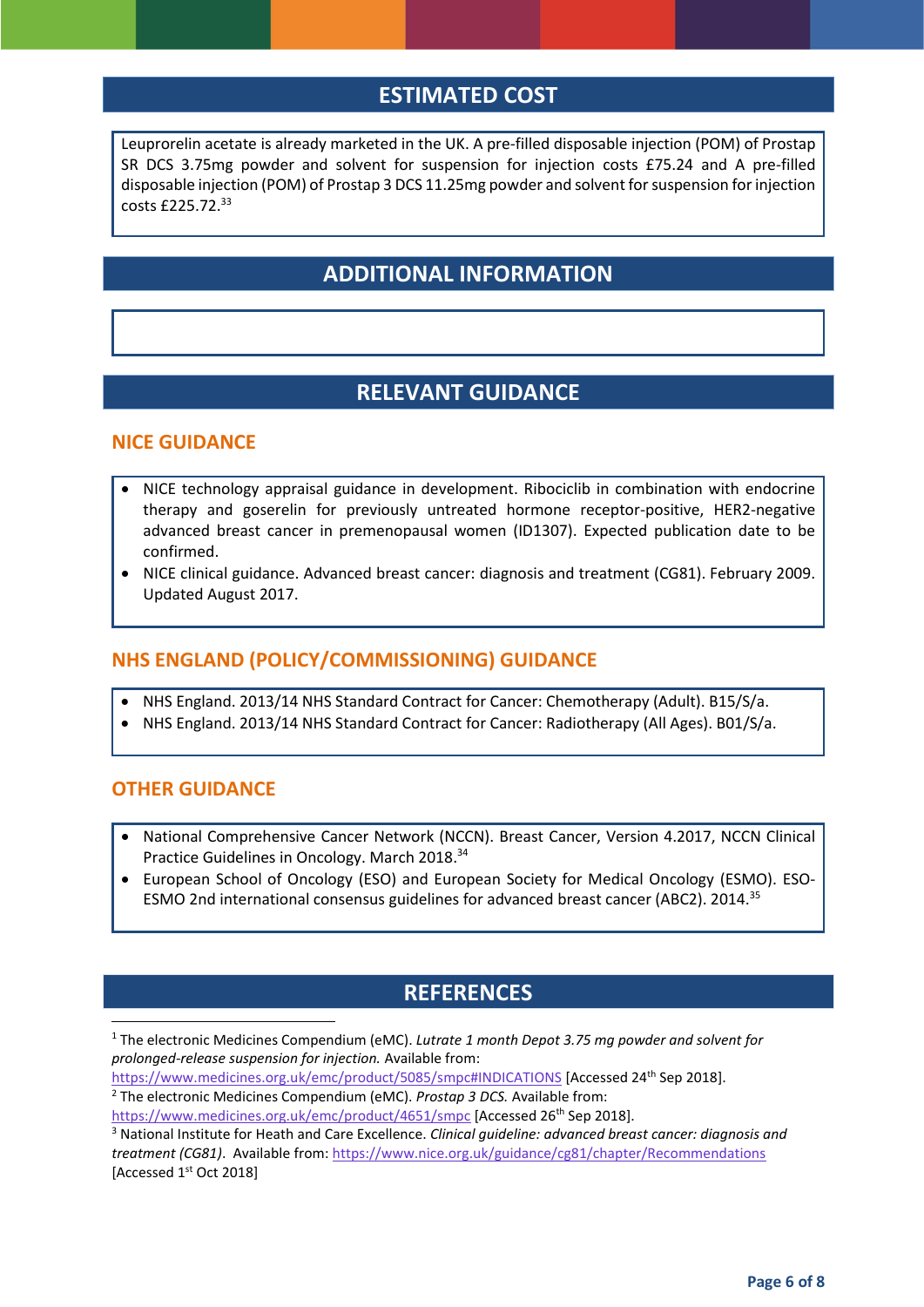## ESTIMATED COST

Leuprorelin acetate is already marketed in the UK. A pre-filled disposable injection (POM) of Prostap SR DCS 3.75mg powder and solvent for suspension for injection costs £75.24 and A pre-filled disposable injection (POM) of Prostap 3 DCS 11.25mg powder and solvent for suspension for injection costs £225.72.[33]

## ADDITIONAL INFORMATION

## RELEVANT GUIDANCE

### NICE GUIDANCE

- NICE technology appraisal guidance in development. Ribociclib in combination with endocrine therapy and goserelin for previously untreated hormone receptor-positive, HER2-negative advanced breast cancer in premenopausal women (ID1307). Expected publication date to be confirmed.
- NICE clinical guidance. Advanced breast cancer: diagnosis and treatment (CG81). February 2009. Updated August 2017.

### NHS ENGLAND (POLICY/COMMISSIONING) GUIDANCE

- NHS England. 2013/14 NHS Standard Contract for Cancer: Chemotherapy (Adult). B15/S/a.
- NHS England. 2013/14 NHS Standard Contract for Cancer: Radiotherapy (All Ages). B01/S/a.

### OTHER GUIDANCE

- National Comprehensive Cancer Network (NCCN). Breast Cancer, Version 4.2017, NCCN Clinical Practice Guidelines in Oncology. March 2018.[34]
- European School of Oncology (ESO) and European Society for Medical Oncology (ESMO). ESO-ESMO 2nd international consensus guidelines for advanced breast cancer (ABC2). 2014.[35]

## REFERENCES

[1] The electronic Medicines Compendium (eMC). *Lutrate 1 month Depot 3.75 mg powder and solvent for prolonged-release suspension for injection.* Available from: https://www.medicines.org.uk/emc/product/5085/smpc#INDICATIONS [Accessed 24th Sep 2018].

[2] The electronic Medicines Compendium (eMC). *Prostap 3 DCS.* Available from: https://www.medicines.org.uk/emc/product/4651/smpc [Accessed 26th Sep 2018].

[3] National Institute for Heath and Care Excellence. *Clinical guideline: advanced breast cancer: diagnosis and treatment (CG81).* Available from: https://www.nice.org.uk/guidance/cg81/chapter/Recommendations [Accessed 1st Oct 2018]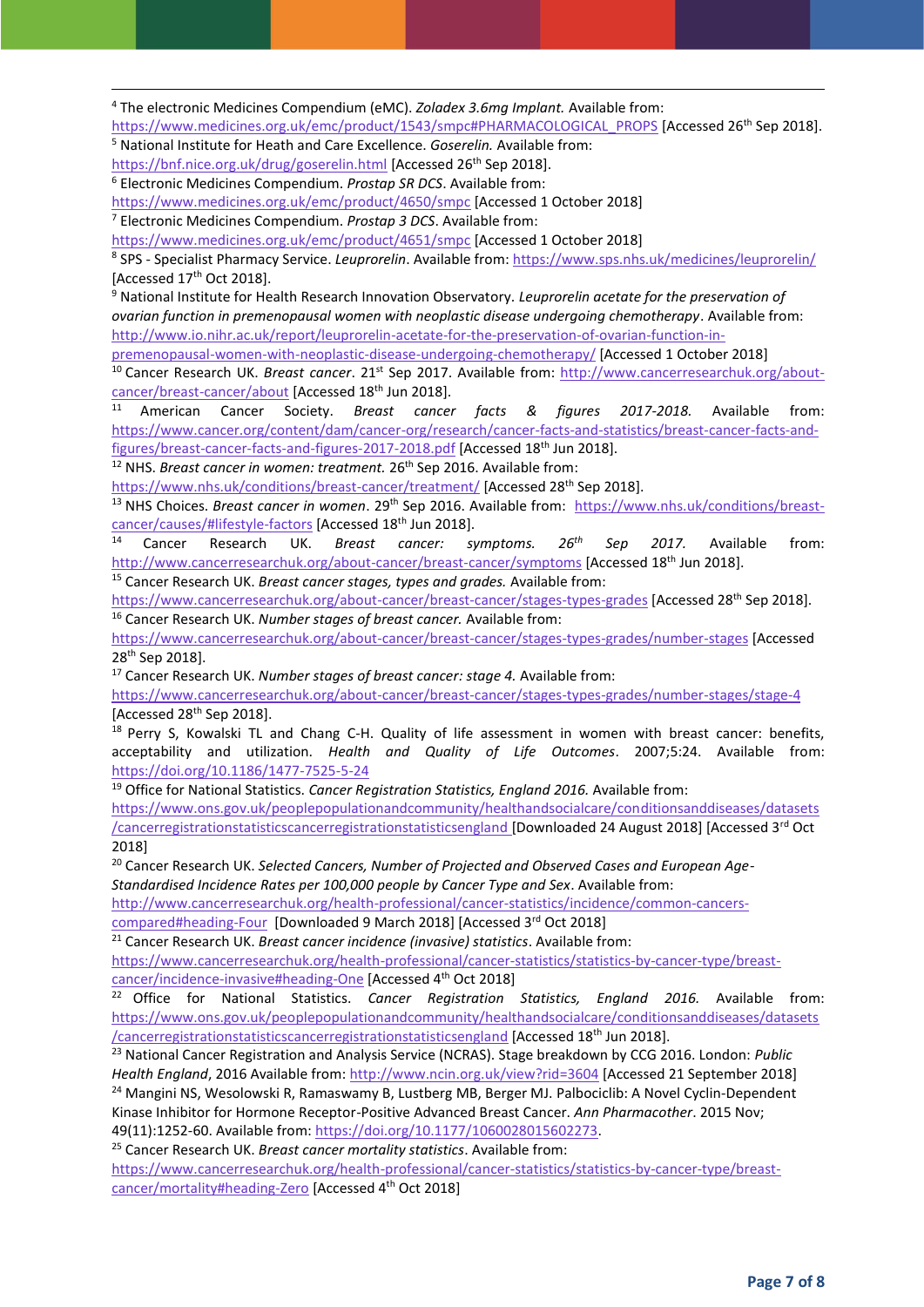[4] The electronic Medicines Compendium (eMC). *Zoladex 3.6mg Implant.* Available from: https://www.medicines.org.uk/emc/product/1543/smpc#PHARMACOLOGICAL_PROPS [Accessed 26th Sep 2018].

[5] National Institute for Heath and Care Excellence. *Goserelin.* Available from: https://bnf.nice.org.uk/drug/goserelin.html [Accessed 26th Sep 2018].

[6] Electronic Medicines Compendium. *Prostap SR DCS*. Available from: https://www.medicines.org.uk/emc/product/4650/smpc [Accessed 1 October 2018]

[7] Electronic Medicines Compendium. *Prostap 3 DCS*. Available from: https://www.medicines.org.uk/emc/product/4651/smpc [Accessed 1 October 2018]

[8] SPS - Specialist Pharmacy Service. *Leuprorelin*. Available from: https://www.sps.nhs.uk/medicines/leuprorelin/ [Accessed 17th Oct 2018].

[9] National Institute for Health Research Innovation Observatory. *Leuprorelin acetate for the preservation of ovarian function in premenopausal women with neoplastic disease undergoing chemotherapy*. Available from: http://www.io.nihr.ac.uk/report/leuprorelin-acetate-for-the-preservation-of-ovarian-function-in-premenopausal-women-with-neoplastic-disease-undergoing-chemotherapy/ [Accessed 1 October 2018]

[10] Cancer Research UK. *Breast cancer*. 21st Sep 2017. Available from: http://www.cancerresearchuk.org/about-cancer/breast-cancer/about [Accessed 18th Jun 2018].

[11] American Cancer Society. *Breast cancer facts & figures 2017-2018.* Available from: https://www.cancer.org/content/dam/cancer-org/research/cancer-facts-and-statistics/breast-cancer-facts-and-figures/breast-cancer-facts-and-figures-2017-2018.pdf [Accessed 18th Jun 2018].

[12] NHS. *Breast cancer in women: treatment.* 26th Sep 2016. Available from: https://www.nhs.uk/conditions/breast-cancer/treatment/ [Accessed 28th Sep 2018].

[13] NHS Choices. *Breast cancer in women*. 29th Sep 2016. Available from: https://www.nhs.uk/conditions/breast-cancer/causes/#lifestyle-factors [Accessed 18th Jun 2018].

[14] Cancer Research UK. *Breast cancer: symptoms. 26th Sep 2017.* Available from: http://www.cancerresearchuk.org/about-cancer/breast-cancer/symptoms [Accessed 18th Jun 2018].

[15] Cancer Research UK. *Breast cancer stages, types and grades.* Available from: https://www.cancerresearchuk.org/about-cancer/breast-cancer/stages-types-grades [Accessed 28th Sep 2018].

[16] Cancer Research UK. *Number stages of breast cancer.* Available from: https://www.cancerresearchuk.org/about-cancer/breast-cancer/stages-types-grades/number-stages [Accessed 28th Sep 2018].

[17] Cancer Research UK. *Number stages of breast cancer: stage 4.* Available from: https://www.cancerresearchuk.org/about-cancer/breast-cancer/stages-types-grades/number-stages/stage-4 [Accessed 28th Sep 2018].

[18] Perry S, Kowalski TL and Chang C-H. Quality of life assessment in women with breast cancer: benefits, acceptability and utilization. *Health and Quality of Life Outcomes*. 2007;5:24. Available from: https://doi.org/10.1186/1477-7525-5-24

[19] Office for National Statistics. *Cancer Registration Statistics, England 2016.* Available from: https://www.ons.gov.uk/peoplepopulationandcommunity/healthandsocialcare/conditionsanddiseases/datasets/cancerregistrationstatisticscancerregistrationstatisticsengland [Downloaded 24 August 2018] [Accessed 3rd Oct 2018]

[20] Cancer Research UK. *Selected Cancers, Number of Projected and Observed Cases and European Age-Standardised Incidence Rates per 100,000 people by Cancer Type and Sex*. Available from: http://www.cancerresearchuk.org/health-professional/cancer-statistics/incidence/common-cancers-compared#heading-Four [Downloaded 9 March 2018] [Accessed 3rd Oct 2018]

[21] Cancer Research UK. *Breast cancer incidence (invasive) statistics*. Available from: https://www.cancerresearchuk.org/health-professional/cancer-statistics/statistics-by-cancer-type/breast-cancer/incidence-invasive#heading-One [Accessed 4th Oct 2018]

[22] Office for National Statistics. *Cancer Registration Statistics, England 2016.* Available from: https://www.ons.gov.uk/peoplepopulationandcommunity/healthandsocialcare/conditionsanddiseases/datasets/cancerregistrationstatisticscancerregistrationstatisticsengland [Accessed 18th Jun 2018].

[23] National Cancer Registration and Analysis Service (NCRAS). Stage breakdown by CCG 2016. London: *Public Health England*, 2016 Available from: http://www.ncin.org.uk/view?rid=3604 [Accessed 21 September 2018]

[24] Mangini NS, Wesolowski R, Ramaswamy B, Lustberg MB, Berger MJ. Palbociclib: A Novel Cyclin-Dependent Kinase Inhibitor for Hormone Receptor-Positive Advanced Breast Cancer. *Ann Pharmacother*. 2015 Nov; 49(11):1252-60. Available from: https://doi.org/10.1177/1060028015602273.

[25] Cancer Research UK. *Breast cancer mortality statistics*. Available from: https://www.cancerresearchuk.org/health-professional/cancer-statistics/statistics-by-cancer-type/breast-cancer/mortality#heading-Zero [Accessed 4th Oct 2018]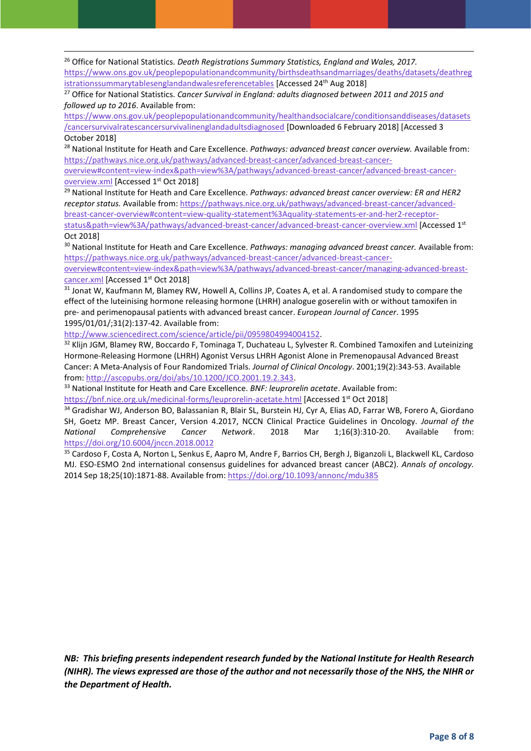[26] Office for National Statistics. *Death Registrations Summary Statistics, England and Wales, 2017.* https://www.ons.gov.uk/peoplepopulationandcommunity/birthsdeathsandmarriages/deaths/datasets/deathregistrationssummarytablesenglandandwalesreferencetables [Accessed 24th Aug 2018]

[27] Office for National Statistics. *Cancer Survival in England: adults diagnosed between 2011 and 2015 and followed up to 2016*. Available from: https://www.ons.gov.uk/peoplepopulationandcommunity/healthandsocialcare/conditionsanddiseases/datasets/cancersurvivalratescancersurvivalinenglandadultsdiagnosed [Downloaded 6 February 2018] [Accessed 3 October 2018]

[28] National Institute for Heath and Care Excellence. *Pathways: advanced breast cancer overview.* Available from: https://pathways.nice.org.uk/pathways/advanced-breast-cancer/advanced-breast-cancer-overview#content=view-index&path=view%3A/pathways/advanced-breast-cancer/advanced-breast-cancer-overview.xml [Accessed 1st Oct 2018]

[29] National Institute for Heath and Care Excellence. *Pathways: advanced breast cancer overview: ER and HER2 receptor status.* Available from: https://pathways.nice.org.uk/pathways/advanced-breast-cancer/advanced-breast-cancer-overview#content=view-quality-statement%3Aquality-statements-er-and-her2-receptor-status&path=view%3A/pathways/advanced-breast-cancer/advanced-breast-cancer-overview.xml [Accessed 1st Oct 2018]

[30] National Institute for Heath and Care Excellence. *Pathways: managing advanced breast cancer.* Available from: https://pathways.nice.org.uk/pathways/advanced-breast-cancer/advanced-breast-cancer-overview#content=view-index&path=view%3A/pathways/advanced-breast-cancer/managing-advanced-breast-cancer.xml [Accessed 1st Oct 2018]

[31] Jonat W, Kaufmann M, Blamey RW, Howell A, Collins JP, Coates A, et al. A randomised study to compare the effect of the luteinising hormone releasing hormone (LHRH) analogue goserelin with or without tamoxifen in pre- and perimenopausal patients with advanced breast cancer. *European Journal of Cancer*. 1995 1995/01/01/;31(2):137-42. Available from: http://www.sciencedirect.com/science/article/pii/0959804994004152.

[32] Klijn JGM, Blamey RW, Boccardo F, Tominaga T, Duchateau L, Sylvester R. Combined Tamoxifen and Luteinizing Hormone-Releasing Hormone (LHRH) Agonist Versus LHRH Agonist Alone in Premenopausal Advanced Breast Cancer: A Meta-Analysis of Four Randomized Trials. *Journal of Clinical Oncology*. 2001;19(2):343-53. Available from: http://ascopubs.org/doi/abs/10.1200/JCO.2001.19.2.343.

[33] National Institute for Heath and Care Excellence. *BNF: leuprorelin acetate*. Available from: https://bnf.nice.org.uk/medicinal-forms/leuprorelin-acetate.html [Accessed 1st Oct 2018]

[34] Gradishar WJ, Anderson BO, Balassanian R, Blair SL, Burstein HJ, Cyr A, Elias AD, Farrar WB, Forero A, Giordano SH, Goetz MP. Breast Cancer, Version 4.2017, NCCN Clinical Practice Guidelines in Oncology. *Journal of the National Comprehensive Cancer Network*. 2018 Mar 1;16(3):310-20. Available from: https://doi.org/10.6004/jnccn.2018.0012

[35] Cardoso F, Costa A, Norton L, Senkus E, Aapro M, Andre F, Barrios CH, Bergh J, Biganzoli L, Blackwell KL, Cardoso MJ. ESO-ESMO 2nd international consensus guidelines for advanced breast cancer (ABC2). *Annals of oncology*. 2014 Sep 18;25(10):1871-88. Available from: https://doi.org/10.1093/annonc/mdu385

***NB: This briefing presents independent research funded by the National Institute for Health Research (NIHR). The views expressed are those of the author and not necessarily those of the NHS, the NIHR or the Department of Health.***